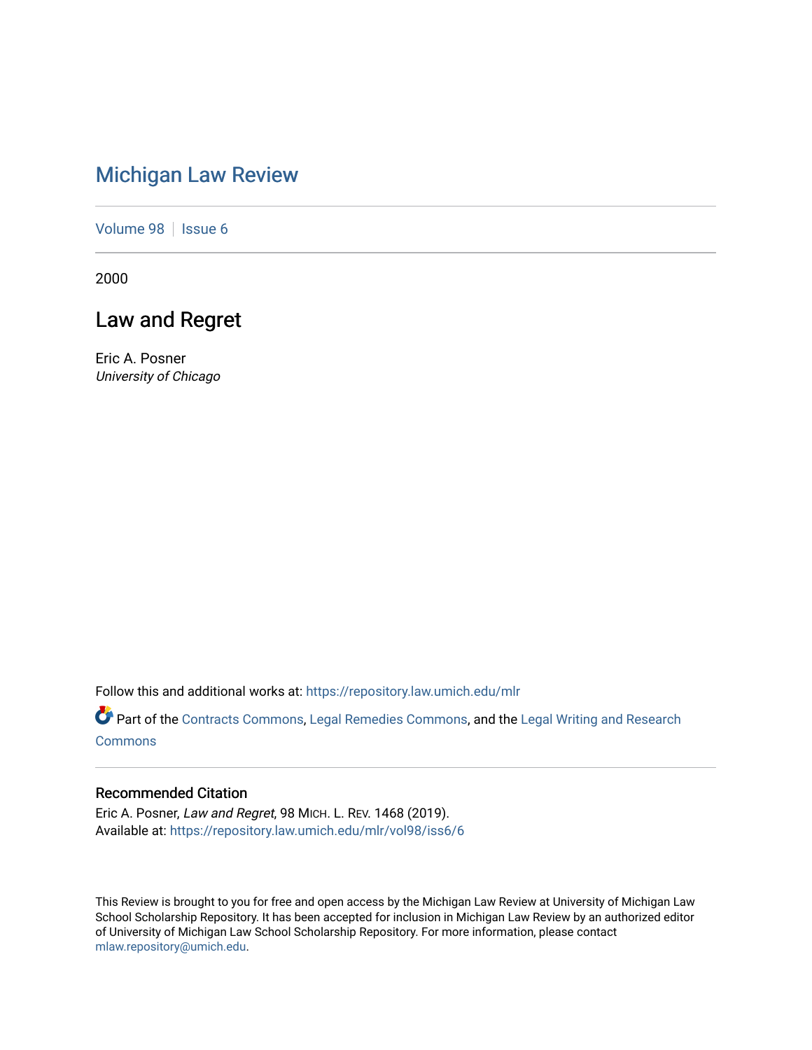# Michigan Law Review

Volume 98 | Issue 6

2000

## Law and Regret

Eric A. Posner
*University of Chicago*

Follow this and additional works at: https://repository.law.umich.edu/mlr

Part of the Contracts Commons, Legal Remedies Commons, and the Legal Writing and Research Commons

### Recommended Citation

Eric A. Posner, *Law and Regret*, 98 MICH. L. REV. 1468 (2019).
Available at: https://repository.law.umich.edu/mlr/vol98/iss6/6

This Review is brought to you for free and open access by the Michigan Law Review at University of Michigan Law School Scholarship Repository. It has been accepted for inclusion in Michigan Law Review by an authorized editor of University of Michigan Law School Scholarship Repository. For more information, please contact mlaw.repository@umich.edu.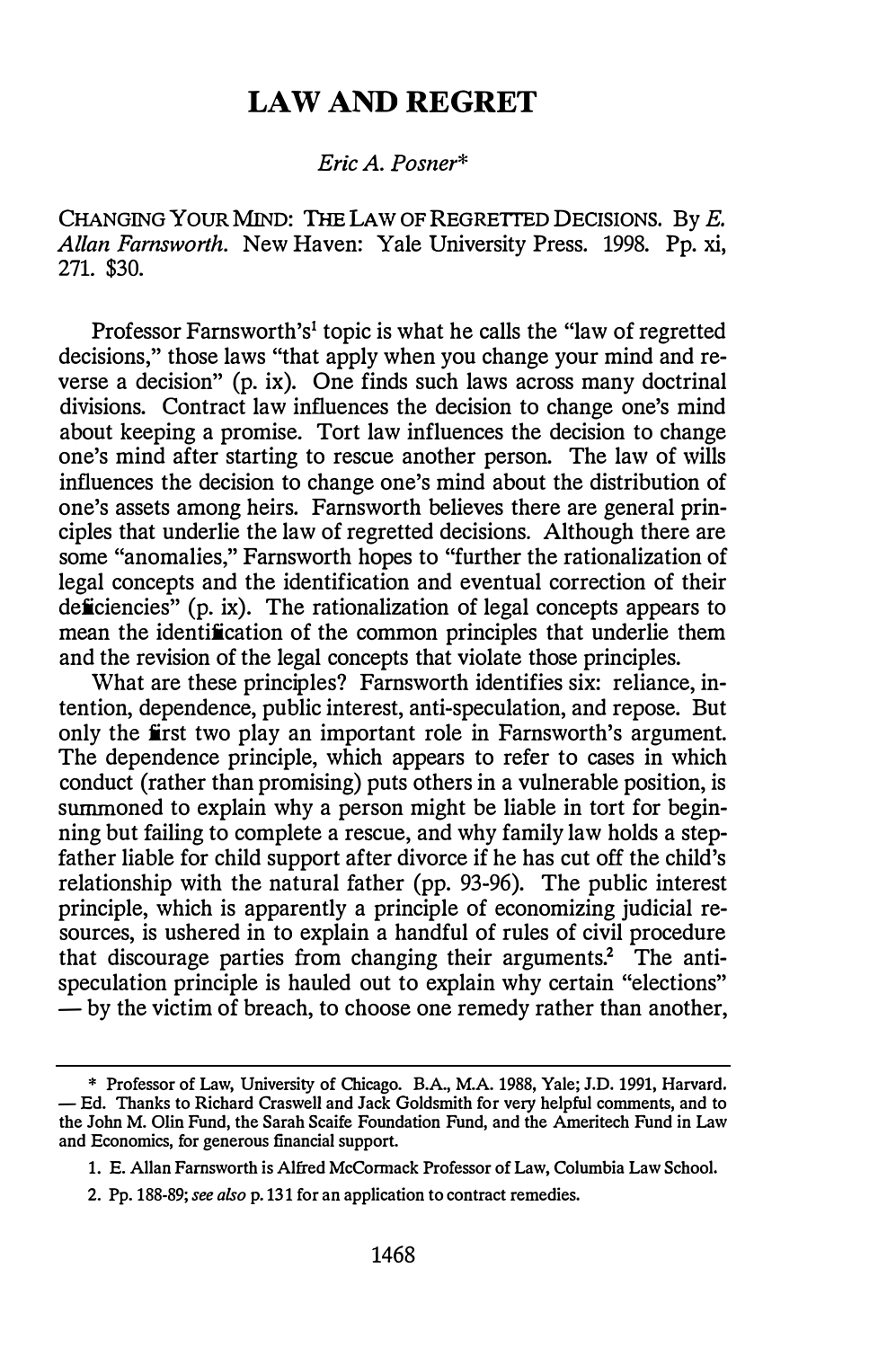# LAW AND REGRET

*Eric A. Posner**

CHANGING YOUR MIND: THE LAW OF REGRETTED DECISIONS. By *E. Allan Farnsworth*. New Haven: Yale University Press. 1998. Pp. xi, 271. $30.

Professor Farnsworth's[1] topic is what he calls the "law of regretted decisions," those laws "that apply when you change your mind and reverse a decision" (p. ix). One finds such laws across many doctrinal divisions. Contract law influences the decision to change one's mind about keeping a promise. Tort law influences the decision to change one's mind after starting to rescue another person. The law of wills influences the decision to change one's mind about the distribution of one's assets among heirs. Farnsworth believes there are general principles that underlie the law of regretted decisions. Although there are some "anomalies," Farnsworth hopes to "further the rationalization of legal concepts and the identification and eventual correction of their deficiencies" (p. ix). The rationalization of legal concepts appears to mean the identification of the common principles that underlie them and the revision of the legal concepts that violate those principles.

What are these principles? Farnsworth identifies six: reliance, intention, dependence, public interest, anti-speculation, and repose. But only the first two play an important role in Farnsworth's argument. The dependence principle, which appears to refer to cases in which conduct (rather than promising) puts others in a vulnerable position, is summoned to explain why a person might be liable in tort for beginning but failing to complete a rescue, and why family law holds a stepfather liable for child support after divorce if he has cut off the child's relationship with the natural father (pp. 93-96). The public interest principle, which is apparently a principle of economizing judicial resources, is ushered in to explain a handful of rules of civil procedure that discourage parties from changing their arguments.[2] The anti-speculation principle is hauled out to explain why certain "elections" — by the victim of breach, to choose one remedy rather than another,

---

\* Professor of Law, University of Chicago. B.A., M.A. 1988, Yale; J.D. 1991, Harvard. — Ed. Thanks to Richard Craswell and Jack Goldsmith for very helpful comments, and to the John M. Olin Fund, the Sarah Scaife Foundation Fund, and the Ameritech Fund in Law and Economics, for generous financial support.

1. E. Allan Farnsworth is Alfred McCormack Professor of Law, Columbia Law School.

2. Pp. 188-89; *see also* p. 131 for an application to contract remedies.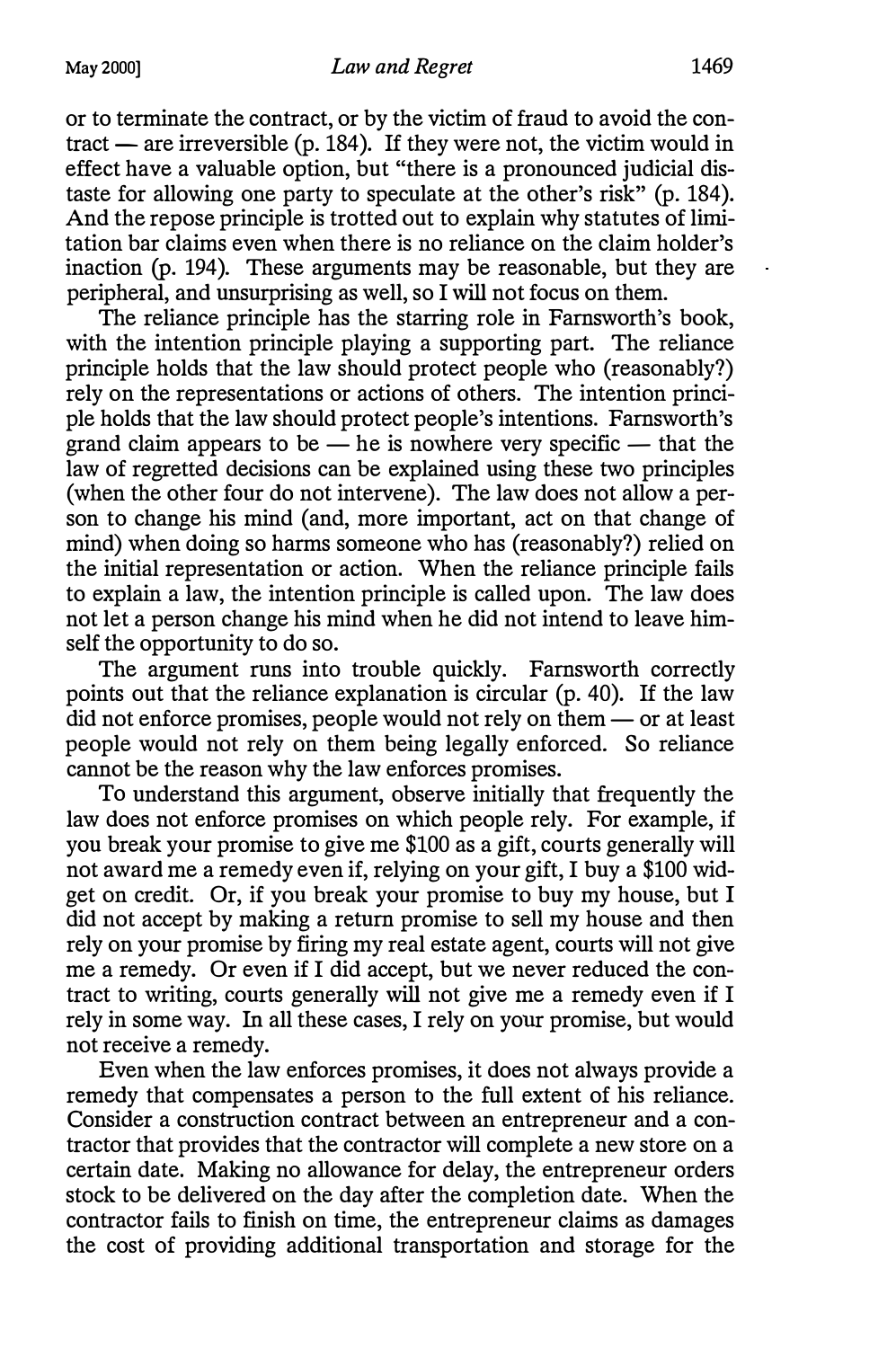or to terminate the contract, or by the victim of fraud to avoid the contract — are irreversible (p. 184). If they were not, the victim would in effect have a valuable option, but "there is a pronounced judicial distaste for allowing one party to speculate at the other's risk" (p. 184). And the repose principle is trotted out to explain why statutes of limitation bar claims even when there is no reliance on the claim holder's inaction (p. 194). These arguments may be reasonable, but they are peripheral, and unsurprising as well, so I will not focus on them.

The reliance principle has the starring role in Farnsworth's book, with the intention principle playing a supporting part. The reliance principle holds that the law should protect people who (reasonably?) rely on the representations or actions of others. The intention principle holds that the law should protect people's intentions. Farnsworth's grand claim appears to be — he is nowhere very specific — that the law of regretted decisions can be explained using these two principles (when the other four do not intervene). The law does not allow a person to change his mind (and, more important, act on that change of mind) when doing so harms someone who has (reasonably?) relied on the initial representation or action. When the reliance principle fails to explain a law, the intention principle is called upon. The law does not let a person change his mind when he did not intend to leave himself the opportunity to do so.

The argument runs into trouble quickly. Farnsworth correctly points out that the reliance explanation is circular (p. 40). If the law did not enforce promises, people would not rely on them — or at least people would not rely on them being legally enforced. So reliance cannot be the reason why the law enforces promises.

To understand this argument, observe initially that frequently the law does not enforce promises on which people rely. For example, if you break your promise to give me $100 as a gift, courts generally will not award me a remedy even if, relying on your gift, I buy a $100 widget on credit. Or, if you break your promise to buy my house, but I did not accept by making a return promise to sell my house and then rely on your promise by firing my real estate agent, courts will not give me a remedy. Or even if I did accept, but we never reduced the contract to writing, courts generally will not give me a remedy even if I rely in some way. In all these cases, I rely on your promise, but would not receive a remedy.

Even when the law enforces promises, it does not always provide a remedy that compensates a person to the full extent of his reliance. Consider a construction contract between an entrepreneur and a contractor that provides that the contractor will complete a new store on a certain date. Making no allowance for delay, the entrepreneur orders stock to be delivered on the day after the completion date. When the contractor fails to finish on time, the entrepreneur claims as damages the cost of providing additional transportation and storage for the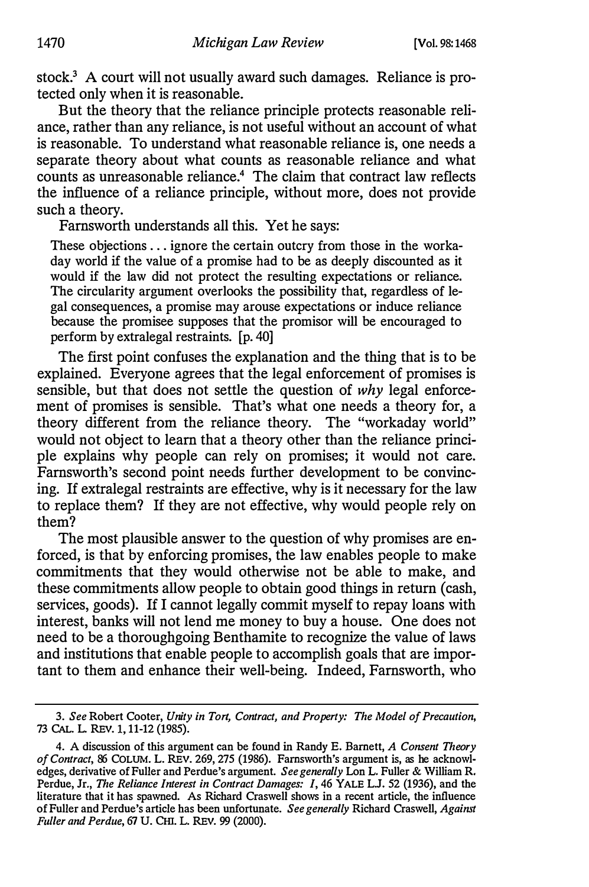stock.[3] A court will not usually award such damages. Reliance is protected only when it is reasonable.

But the theory that the reliance principle protects reasonable reliance, rather than any reliance, is not useful without an account of what is reasonable. To understand what reasonable reliance is, one needs a separate theory about what counts as reasonable reliance and what counts as unreasonable reliance.[4] The claim that contract law reflects the influence of a reliance principle, without more, does not provide such a theory.

Farnsworth understands all this. Yet he says:

> These objections ... ignore the certain outcry from those in the workaday world if the value of a promise had to be as deeply discounted as it would if the law did not protect the resulting expectations or reliance. The circularity argument overlooks the possibility that, regardless of legal consequences, a promise may arouse expectations or induce reliance because the promisee supposes that the promisor will be encouraged to perform by extralegal restraints. [p. 40]

The first point confuses the explanation and the thing that is to be explained. Everyone agrees that the legal enforcement of promises is sensible, but that does not settle the question of *why* legal enforcement of promises is sensible. That's what one needs a theory for, a theory different from the reliance theory. The "workaday world" would not object to learn that a theory other than the reliance principle explains why people can rely on promises; it would not care. Farnsworth's second point needs further development to be convincing. If extralegal restraints are effective, why is it necessary for the law to replace them? If they are not effective, why would people rely on them?

The most plausible answer to the question of why promises are enforced, is that by enforcing promises, the law enables people to make commitments that they would otherwise not be able to make, and these commitments allow people to obtain good things in return (cash, services, goods). If I cannot legally commit myself to repay loans with interest, banks will not lend me money to buy a house. One does not need to be a thoroughgoing Benthamite to recognize the value of laws and institutions that enable people to accomplish goals that are important to them and enhance their well-being. Indeed, Farnsworth, who

---

3. *See* Robert Cooter, *Unity in Tort, Contract, and Property: The Model of Precaution*, 73 CAL. L. REV. 1, 11-12 (1985).

4. A discussion of this argument can be found in Randy E. Barnett, *A Consent Theory of Contract*, 86 COLUM. L. REV. 269, 275 (1986). Farnsworth's argument is, as he acknowledges, derivative of Fuller and Perdue's argument. *See generally* Lon L. Fuller & William R. Perdue, Jr., *The Reliance Interest in Contract Damages: I*, 46 YALE L.J. 52 (1936), and the literature that it has spawned. As Richard Craswell shows in a recent article, the influence of Fuller and Perdue's article has been unfortunate. *See generally* Richard Craswell, *Against Fuller and Perdue*, 67 U. CHI. L. REV. 99 (2000).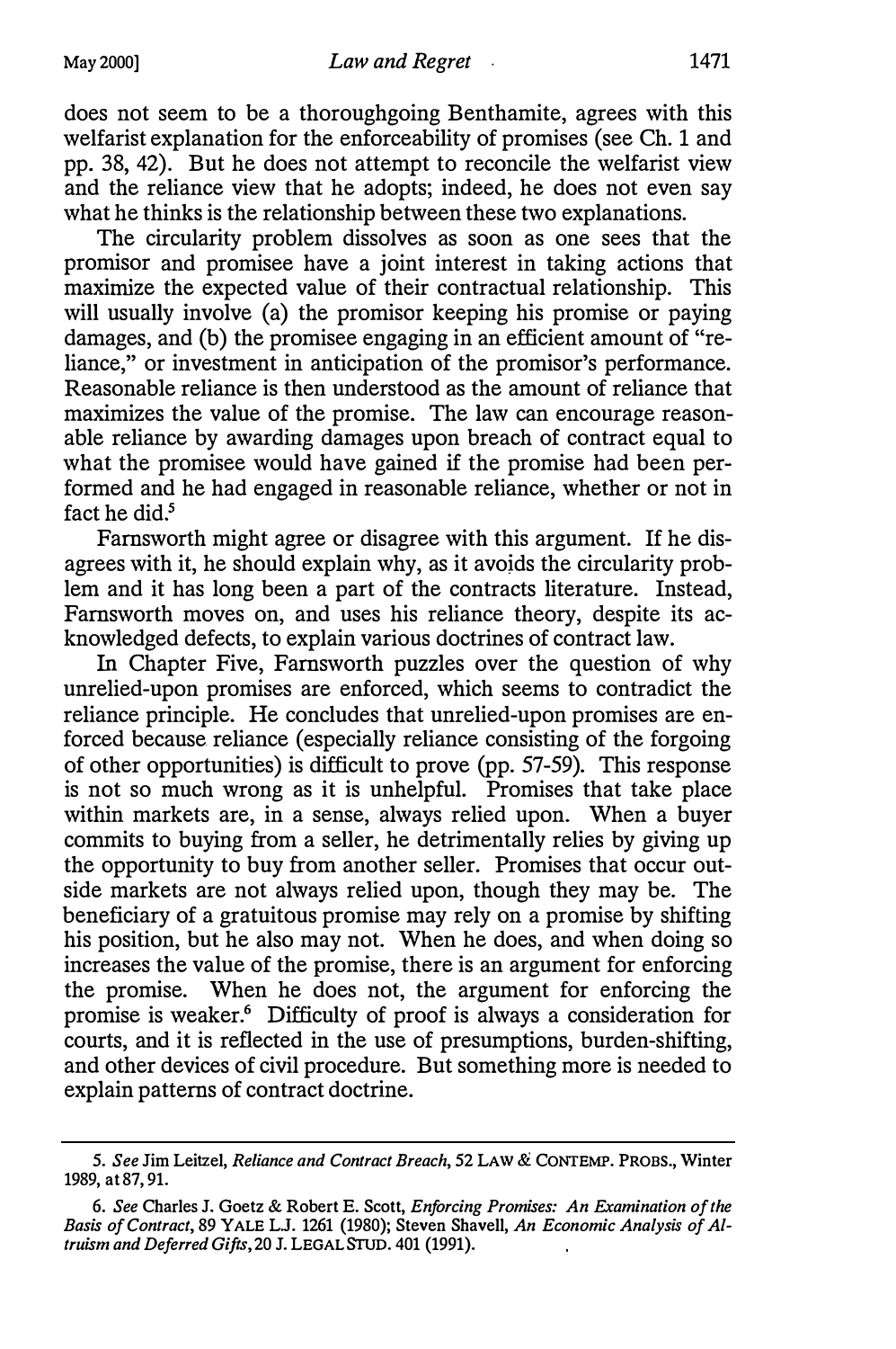does not seem to be a thoroughgoing Benthamite, agrees with this welfarist explanation for the enforceability of promises (see Ch. 1 and pp. 38, 42). But he does not attempt to reconcile the welfarist view and the reliance view that he adopts; indeed, he does not even say what he thinks is the relationship between these two explanations.

The circularity problem dissolves as soon as one sees that the promisor and promisee have a joint interest in taking actions that maximize the expected value of their contractual relationship. This will usually involve (a) the promisor keeping his promise or paying damages, and (b) the promisee engaging in an efficient amount of "reliance," or investment in anticipation of the promisor's performance. Reasonable reliance is then understood as the amount of reliance that maximizes the value of the promise. The law can encourage reasonable reliance by awarding damages upon breach of contract equal to what the promisee would have gained if the promise had been performed and he had engaged in reasonable reliance, whether or not in fact he did.[5]

Farnsworth might agree or disagree with this argument. If he disagrees with it, he should explain why, as it avoids the circularity problem and it has long been a part of the contracts literature. Instead, Farnsworth moves on, and uses his reliance theory, despite its acknowledged defects, to explain various doctrines of contract law.

In Chapter Five, Farnsworth puzzles over the question of why unrelied-upon promises are enforced, which seems to contradict the reliance principle. He concludes that unrelied-upon promises are enforced because reliance (especially reliance consisting of the forgoing of other opportunities) is difficult to prove (pp. 57-59). This response is not so much wrong as it is unhelpful. Promises that take place within markets are, in a sense, always relied upon. When a buyer commits to buying from a seller, he detrimentally relies by giving up the opportunity to buy from another seller. Promises that occur outside markets are not always relied upon, though they may be. The beneficiary of a gratuitous promise may rely on a promise by shifting his position, but he also may not. When he does, and when doing so increases the value of the promise, there is an argument for enforcing the promise. When he does not, the argument for enforcing the promise is weaker.[6] Difficulty of proof is always a consideration for courts, and it is reflected in the use of presumptions, burden-shifting, and other devices of civil procedure. But something more is needed to explain patterns of contract doctrine.

---

5. *See* Jim Leitzel, *Reliance and Contract Breach*, 52 LAW & CONTEMP. PROBS., Winter 1989, at 87, 91.

6. *See* Charles J. Goetz & Robert E. Scott, *Enforcing Promises: An Examination of the Basis of Contract*, 89 YALE L.J. 1261 (1980); Steven Shavell, *An Economic Analysis of Altruism and Deferred Gifts*, 20 J. LEGAL STUD. 401 (1991).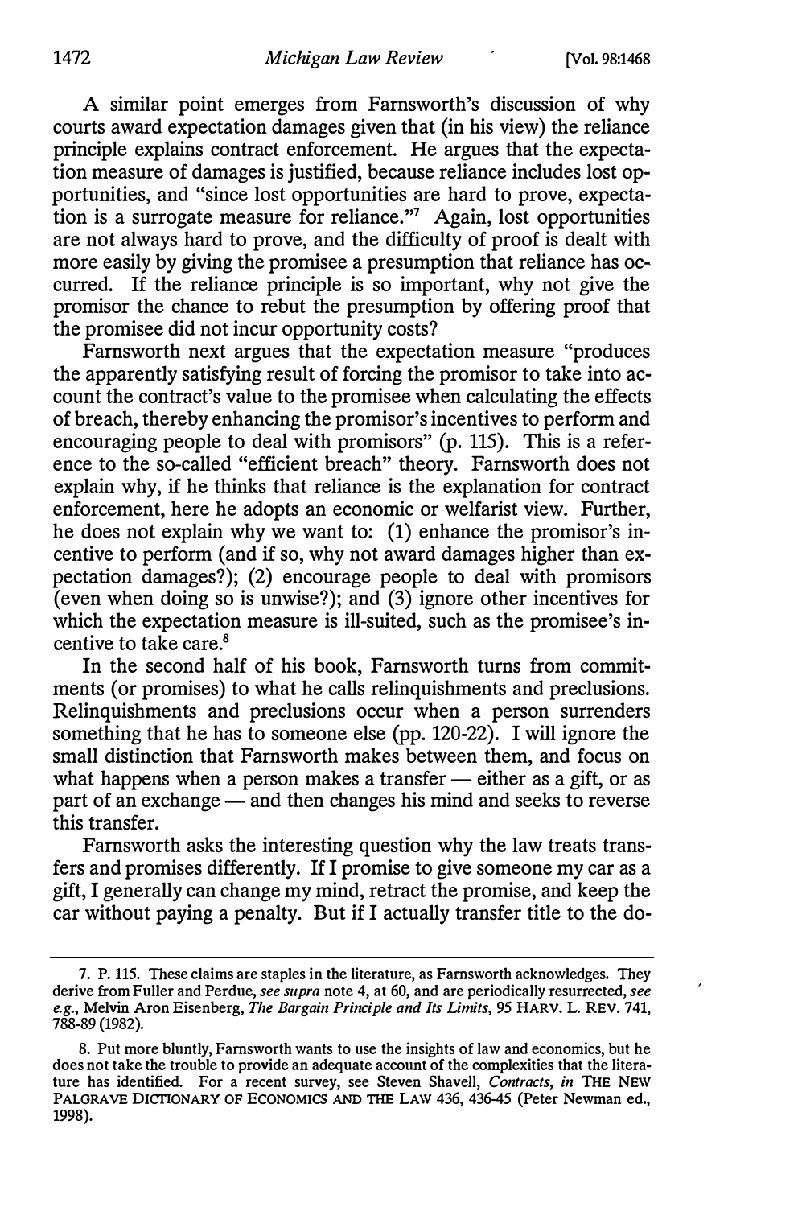A similar point emerges from Farnsworth's discussion of why courts award expectation damages given that (in his view) the reliance principle explains contract enforcement. He argues that the expectation measure of damages is justified, because reliance includes lost opportunities, and "since lost opportunities are hard to prove, expectation is a surrogate measure for reliance."[7] Again, lost opportunities are not always hard to prove, and the difficulty of proof is dealt with more easily by giving the promisee a presumption that reliance has occurred. If the reliance principle is so important, why not give the promisor the chance to rebut the presumption by offering proof that the promisee did not incur opportunity costs?

Farnsworth next argues that the expectation measure "produces the apparently satisfying result of forcing the promisor to take into account the contract's value to the promisee when calculating the effects of breach, thereby enhancing the promisor's incentives to perform and encouraging people to deal with promisors" (p. 115). This is a reference to the so-called "efficient breach" theory. Farnsworth does not explain why, if he thinks that reliance is the explanation for contract enforcement, here he adopts an economic or welfarist view. Further, he does not explain why we want to: (1) enhance the promisor's incentive to perform (and if so, why not award damages higher than expectation damages?); (2) encourage people to deal with promisors (even when doing so is unwise?); and (3) ignore other incentives for which the expectation measure is ill-suited, such as the promisee's incentive to take care.[8]

In the second half of his book, Farnsworth turns from commitments (or promises) to what he calls relinquishments and preclusions. Relinquishments and preclusions occur when a person surrenders something that he has to someone else (pp. 120-22). I will ignore the small distinction that Farnsworth makes between them, and focus on what happens when a person makes a transfer — either as a gift, or as part of an exchange — and then changes his mind and seeks to reverse this transfer.

Farnsworth asks the interesting question why the law treats transfers and promises differently. If I promise to give someone my car as a gift, I generally can change my mind, retract the promise, and keep the car without paying a penalty. But if I actually transfer title to the do-

---

7. P. 115. These claims are staples in the literature, as Farnsworth acknowledges. They derive from Fuller and Perdue, *see supra* note 4, at 60, and are periodically resurrected, *see e.g.*, Melvin Aron Eisenberg, *The Bargain Principle and Its Limits*, 95 HARV. L. REV. 741, 788-89 (1982).

8. Put more bluntly, Farnsworth wants to use the insights of law and economics, but he does not take the trouble to provide an adequate account of the complexities that the literature has identified. For a recent survey, see Steven Shavell, *Contracts*, *in* THE NEW PALGRAVE DICTIONARY OF ECONOMICS AND THE LAW 436, 436-45 (Peter Newman ed., 1998).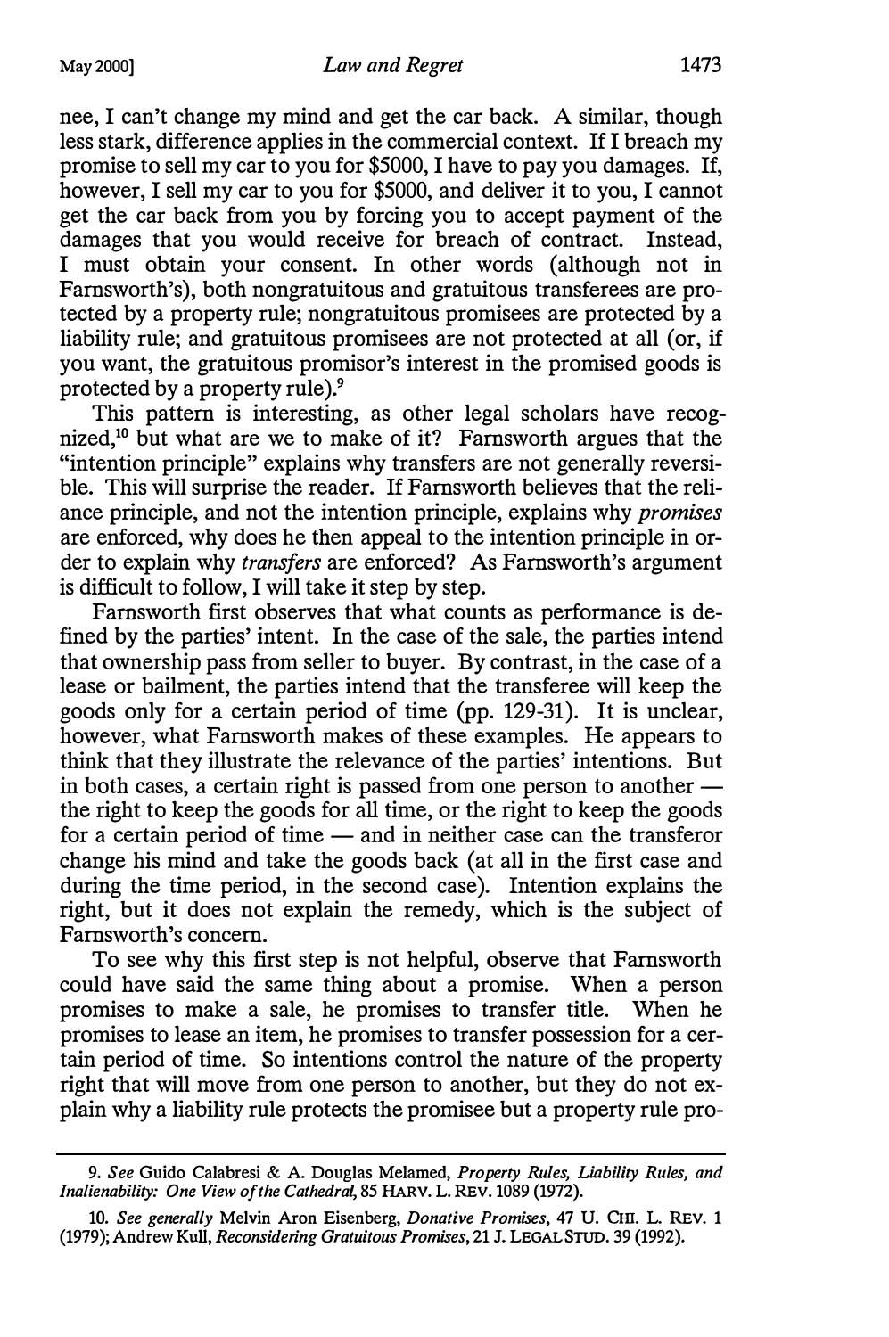nee, I can't change my mind and get the car back. A similar, though less stark, difference applies in the commercial context. If I breach my promise to sell my car to you for $5000, I have to pay you damages. If, however, I sell my car to you for $5000, and deliver it to you, I cannot get the car back from you by forcing you to accept payment of the damages that you would receive for breach of contract. Instead, I must obtain your consent. In other words (although not in Farnsworth's), both nongratuitous and gratuitous transferees are protected by a property rule; nongratuitous promisees are protected by a liability rule; and gratuitous promisees are not protected at all (or, if you want, the gratuitous promisor's interest in the promised goods is protected by a property rule).[9]

This pattern is interesting, as other legal scholars have recognized,[10] but what are we to make of it? Farnsworth argues that the "intention principle" explains why transfers are not generally reversible. This will surprise the reader. If Farnsworth believes that the reliance principle, and not the intention principle, explains why *promises* are enforced, why does he then appeal to the intention principle in order to explain why *transfers* are enforced? As Farnsworth's argument is difficult to follow, I will take it step by step.

Farnsworth first observes that what counts as performance is defined by the parties' intent. In the case of the sale, the parties intend that ownership pass from seller to buyer. By contrast, in the case of a lease or bailment, the parties intend that the transferee will keep the goods only for a certain period of time (pp. 129-31). It is unclear, however, what Farnsworth makes of these examples. He appears to think that they illustrate the relevance of the parties' intentions. But in both cases, a certain right is passed from one person to another — the right to keep the goods for all time, or the right to keep the goods for a certain period of time — and in neither case can the transferor change his mind and take the goods back (at all in the first case and during the time period, in the second case). Intention explains the right, but it does not explain the remedy, which is the subject of Farnsworth's concern.

To see why this first step is not helpful, observe that Farnsworth could have said the same thing about a promise. When a person promises to make a sale, he promises to transfer title. When he promises to lease an item, he promises to transfer possession for a certain period of time. So intentions control the nature of the property right that will move from one person to another, but they do not explain why a liability rule protects the promisee but a property rule pro-

---

9. *See* Guido Calabresi & A. Douglas Melamed, *Property Rules, Liability Rules, and Inalienability: One View of the Cathedral*, 85 HARV. L. REV. 1089 (1972).

10. *See generally* Melvin Aron Eisenberg, *Donative Promises*, 47 U. CHI. L. REV. 1 (1979); Andrew Kull, *Reconsidering Gratuitous Promises*, 21 J. LEGAL STUD. 39 (1992).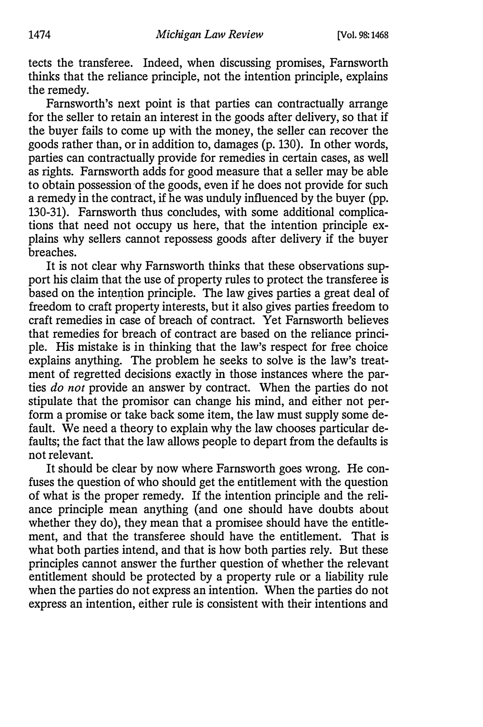tects the transferee. Indeed, when discussing promises, Farnsworth thinks that the reliance principle, not the intention principle, explains the remedy.

Farnsworth's next point is that parties can contractually arrange for the seller to retain an interest in the goods after delivery, so that if the buyer fails to come up with the money, the seller can recover the goods rather than, or in addition to, damages (p. 130). In other words, parties can contractually provide for remedies in certain cases, as well as rights. Farnsworth adds for good measure that a seller may be able to obtain possession of the goods, even if he does not provide for such a remedy in the contract, if he was unduly influenced by the buyer (pp. 130-31). Farnsworth thus concludes, with some additional complications that need not occupy us here, that the intention principle explains why sellers cannot repossess goods after delivery if the buyer breaches.

It is not clear why Farnsworth thinks that these observations support his claim that the use of property rules to protect the transferee is based on the intention principle. The law gives parties a great deal of freedom to craft property interests, but it also gives parties freedom to craft remedies in case of breach of contract. Yet Farnsworth believes that remedies for breach of contract are based on the reliance principle. His mistake is in thinking that the law's respect for free choice explains anything. The problem he seeks to solve is the law's treatment of regretted decisions exactly in those instances where the parties *do not* provide an answer by contract. When the parties do not stipulate that the promisor can change his mind, and either not perform a promise or take back some item, the law must supply some default. We need a theory to explain why the law chooses particular defaults; the fact that the law allows people to depart from the defaults is not relevant.

It should be clear by now where Farnsworth goes wrong. He confuses the question of who should get the entitlement with the question of what is the proper remedy. If the intention principle and the reliance principle mean anything (and one should have doubts about whether they do), they mean that a promisee should have the entitlement, and that the transferee should have the entitlement. That is what both parties intend, and that is how both parties rely. But these principles cannot answer the further question of whether the relevant entitlement should be protected by a property rule or a liability rule when the parties do not express an intention. When the parties do not express an intention, either rule is consistent with their intentions and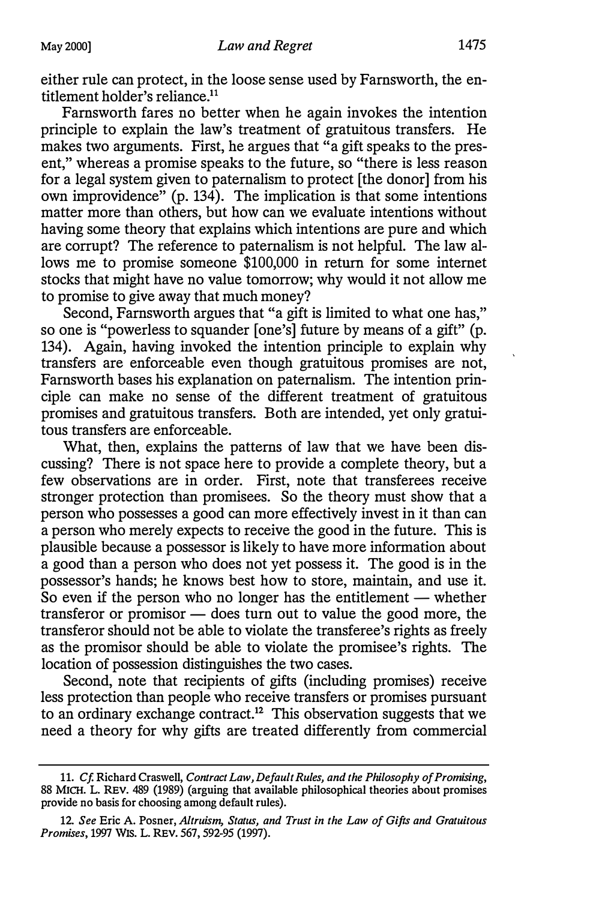either rule can protect, in the loose sense used by Farnsworth, the entitlement holder's reliance.[11]

Farnsworth fares no better when he again invokes the intention principle to explain the law's treatment of gratuitous transfers. He makes two arguments. First, he argues that "a gift speaks to the present," whereas a promise speaks to the future, so "there is less reason for a legal system given to paternalism to protect [the donor] from his own improvidence" (p. 134). The implication is that some intentions matter more than others, but how can we evaluate intentions without having some theory that explains which intentions are pure and which are corrupt? The reference to paternalism is not helpful. The law allows me to promise someone $100,000 in return for some internet stocks that might have no value tomorrow; why would it not allow me to promise to give away that much money?

Second, Farnsworth argues that "a gift is limited to what one has," so one is "powerless to squander [one's] future by means of a gift" (p. 134). Again, having invoked the intention principle to explain why transfers are enforceable even though gratuitous promises are not, Farnsworth bases his explanation on paternalism. The intention principle can make no sense of the different treatment of gratuitous promises and gratuitous transfers. Both are intended, yet only gratuitous transfers are enforceable.

What, then, explains the patterns of law that we have been discussing? There is not space here to provide a complete theory, but a few observations are in order. First, note that transferees receive stronger protection than promisees. So the theory must show that a person who possesses a good can more effectively invest in it than can a person who merely expects to receive the good in the future. This is plausible because a possessor is likely to have more information about a good than a person who does not yet possess it. The good is in the possessor's hands; he knows best how to store, maintain, and use it. So even if the person who no longer has the entitlement — whether transferor or promisor — does turn out to value the good more, the transferor should not be able to violate the transferee's rights as freely as the promisor should be able to violate the promisee's rights. The location of possession distinguishes the two cases.

Second, note that recipients of gifts (including promises) receive less protection than people who receive transfers or promises pursuant to an ordinary exchange contract.[12] This observation suggests that we need a theory for why gifts are treated differently from commercial

---

11. *Cf.* Richard Craswell, *Contract Law, Default Rules, and the Philosophy of Promising*, 88 MICH. L. REV. 489 (1989) (arguing that available philosophical theories about promises provide no basis for choosing among default rules).

12. *See* Eric A. Posner, *Altruism, Status, and Trust in the Law of Gifts and Gratuitous Promises*, 1997 WIS. L. REV. 567, 592-95 (1997).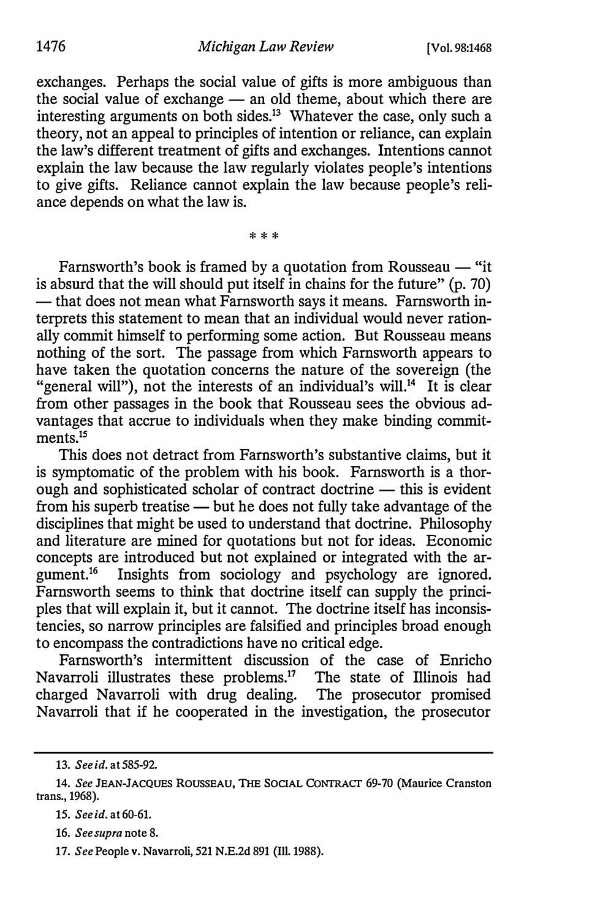exchanges. Perhaps the social value of gifts is more ambiguous than the social value of exchange — an old theme, about which there are interesting arguments on both sides.[13] Whatever the case, only such a theory, not an appeal to principles of intention or reliance, can explain the law's different treatment of gifts and exchanges. Intentions cannot explain the law because the law regularly violates people's intentions to give gifts. Reliance cannot explain the law because people's reliance depends on what the law is.

\* \* \*

Farnsworth's book is framed by a quotation from Rousseau — "it is absurd that the will should put itself in chains for the future" (p. 70) — that does not mean what Farnsworth says it means. Farnsworth interprets this statement to mean that an individual would never rationally commit himself to performing some action. But Rousseau means nothing of the sort. The passage from which Farnsworth appears to have taken the quotation concerns the nature of the sovereign (the "general will"), not the interests of an individual's will.[14] It is clear from other passages in the book that Rousseau sees the obvious advantages that accrue to individuals when they make binding commitments.[15]

This does not detract from Farnsworth's substantive claims, but it is symptomatic of the problem with his book. Farnsworth is a thorough and sophisticated scholar of contract doctrine — this is evident from his superb treatise — but he does not fully take advantage of the disciplines that might be used to understand that doctrine. Philosophy and literature are mined for quotations but not for ideas. Economic concepts are introduced but not explained or integrated with the argument.[16] Insights from sociology and psychology are ignored. Farnsworth seems to think that doctrine itself can supply the principles that will explain it, but it cannot. The doctrine itself has inconsistencies, so narrow principles are falsified and principles broad enough to encompass the contradictions have no critical edge.

Farnsworth's intermittent discussion of the case of Enricho Navarroli illustrates these problems.[17] The state of Illinois had charged Navarroli with drug dealing. The prosecutor promised Navarroli that if he cooperated in the investigation, the prosecutor

---

13. *See id.* at 585-92.

14. *See* JEAN-JACQUES ROUSSEAU, THE SOCIAL CONTRACT 69-70 (Maurice Cranston trans., 1968).

15. *See id.* at 60-61.

16. *See supra* note 8.

17. *See* People v. Navarroli, 521 N.E.2d 891 (Ill. 1988).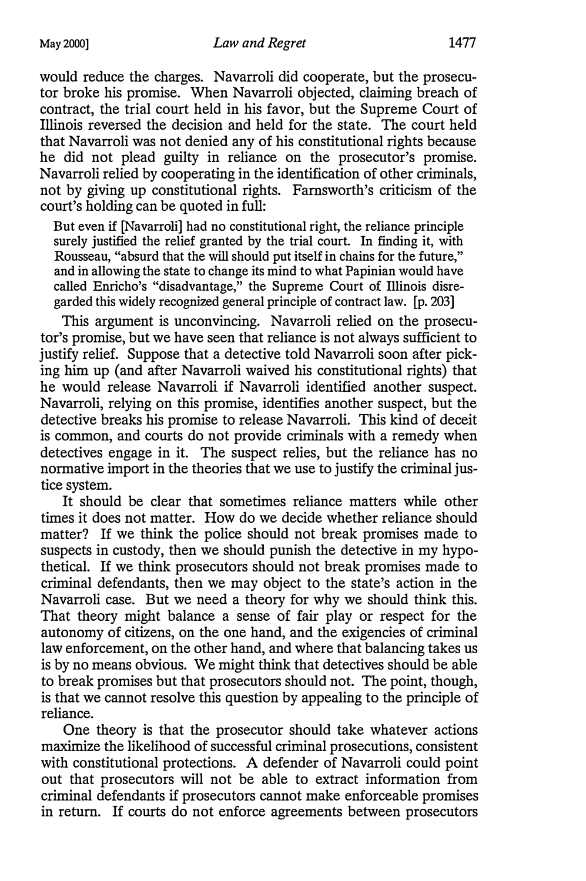would reduce the charges. Navarroli did cooperate, but the prosecutor broke his promise. When Navarroli objected, claiming breach of contract, the trial court held in his favor, but the Supreme Court of Illinois reversed the decision and held for the state. The court held that Navarroli was not denied any of his constitutional rights because he did not plead guilty in reliance on the prosecutor's promise. Navarroli relied by cooperating in the identification of other criminals, not by giving up constitutional rights. Farnsworth's criticism of the court's holding can be quoted in full:

> But even if [Navarroli] had no constitutional right, the reliance principle surely justified the relief granted by the trial court. In finding it, with Rousseau, "absurd that the will should put itself in chains for the future," and in allowing the state to change its mind to what Papinian would have called Enricho's "disadvantage," the Supreme Court of Illinois disregarded this widely recognized general principle of contract law. [p. 203]

This argument is unconvincing. Navarroli relied on the prosecutor's promise, but we have seen that reliance is not always sufficient to justify relief. Suppose that a detective told Navarroli soon after picking him up (and after Navarroli waived his constitutional rights) that he would release Navarroli if Navarroli identified another suspect. Navarroli, relying on this promise, identifies another suspect, but the detective breaks his promise to release Navarroli. This kind of deceit is common, and courts do not provide criminals with a remedy when detectives engage in it. The suspect relies, but the reliance has no normative import in the theories that we use to justify the criminal justice system.

It should be clear that sometimes reliance matters while other times it does not matter. How do we decide whether reliance should matter? If we think the police should not break promises made to suspects in custody, then we should punish the detective in my hypothetical. If we think prosecutors should not break promises made to criminal defendants, then we may object to the state's action in the Navarroli case. But we need a theory for why we should think this. That theory might balance a sense of fair play or respect for the autonomy of citizens, on the one hand, and the exigencies of criminal law enforcement, on the other hand, and where that balancing takes us is by no means obvious. We might think that detectives should be able to break promises but that prosecutors should not. The point, though, is that we cannot resolve this question by appealing to the principle of reliance.

One theory is that the prosecutor should take whatever actions maximize the likelihood of successful criminal prosecutions, consistent with constitutional protections. A defender of Navarroli could point out that prosecutors will not be able to extract information from criminal defendants if prosecutors cannot make enforceable promises in return. If courts do not enforce agreements between prosecutors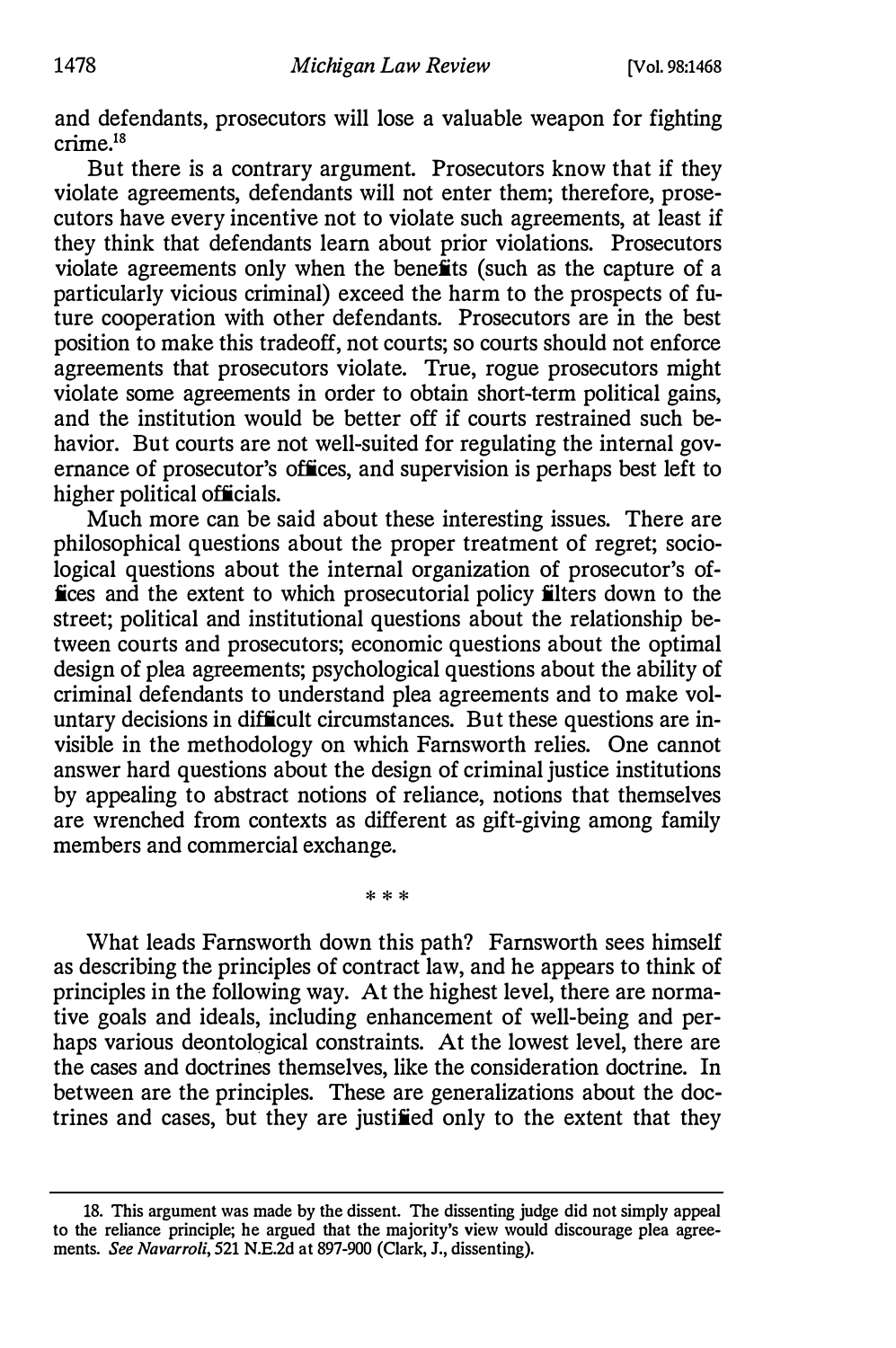and defendants, prosecutors will lose a valuable weapon for fighting crime.[18]

But there is a contrary argument. Prosecutors know that if they violate agreements, defendants will not enter them; therefore, prosecutors have every incentive not to violate such agreements, at least if they think that defendants learn about prior violations. Prosecutors violate agreements only when the benefits (such as the capture of a particularly vicious criminal) exceed the harm to the prospects of future cooperation with other defendants. Prosecutors are in the best position to make this tradeoff, not courts; so courts should not enforce agreements that prosecutors violate. True, rogue prosecutors might violate some agreements in order to obtain short-term political gains, and the institution would be better off if courts restrained such behavior. But courts are not well-suited for regulating the internal governance of prosecutor's offices, and supervision is perhaps best left to higher political officials.

Much more can be said about these interesting issues. There are philosophical questions about the proper treatment of regret; sociological questions about the internal organization of prosecutor's offices and the extent to which prosecutorial policy filters down to the street; political and institutional questions about the relationship between courts and prosecutors; economic questions about the optimal design of plea agreements; psychological questions about the ability of criminal defendants to understand plea agreements and to make voluntary decisions in difficult circumstances. But these questions are invisible in the methodology on which Farnsworth relies. One cannot answer hard questions about the design of criminal justice institutions by appealing to abstract notions of reliance, notions that themselves are wrenched from contexts as different as gift-giving among family members and commercial exchange.

\* \* \*

What leads Farnsworth down this path? Farnsworth sees himself as describing the principles of contract law, and he appears to think of principles in the following way. At the highest level, there are normative goals and ideals, including enhancement of well-being and perhaps various deontological constraints. At the lowest level, there are the cases and doctrines themselves, like the consideration doctrine. In between are the principles. These are generalizations about the doctrines and cases, but they are justified only to the extent that they

---

18. This argument was made by the dissent. The dissenting judge did not simply appeal to the reliance principle; he argued that the majority's view would discourage plea agreements. *See Navarroli*, 521 N.E.2d at 897-900 (Clark, J., dissenting).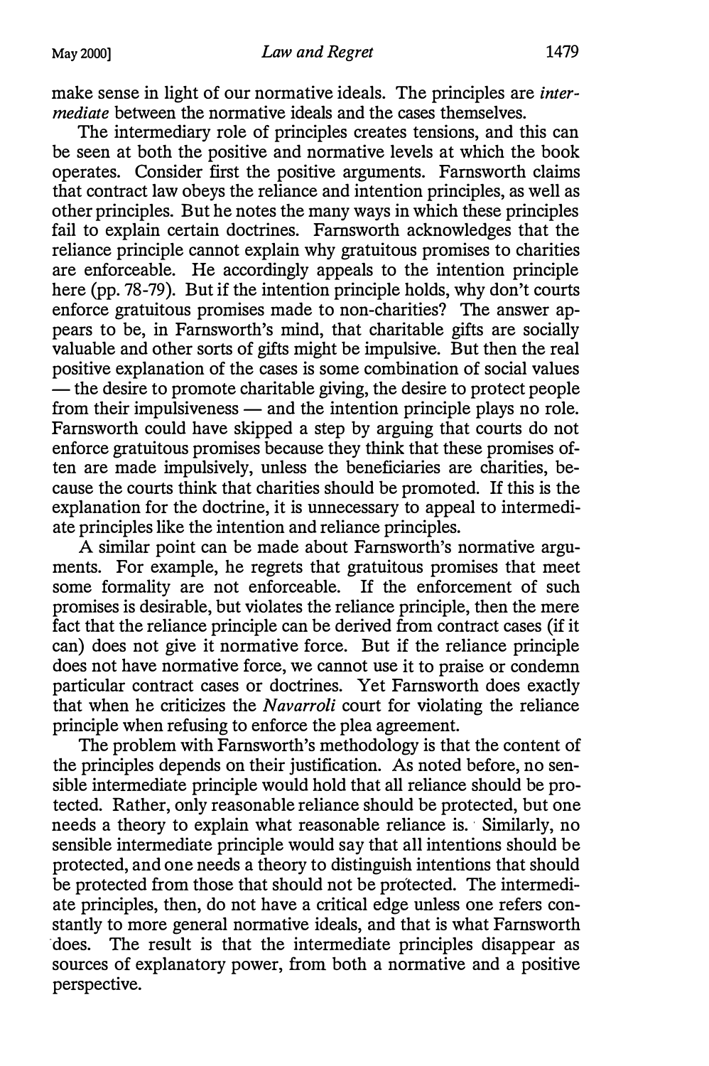make sense in light of our normative ideals. The principles are *intermediate* between the normative ideals and the cases themselves.

The intermediary role of principles creates tensions, and this can be seen at both the positive and normative levels at which the book operates. Consider first the positive arguments. Farnsworth claims that contract law obeys the reliance and intention principles, as well as other principles. But he notes the many ways in which these principles fail to explain certain doctrines. Farnsworth acknowledges that the reliance principle cannot explain why gratuitous promises to charities are enforceable. He accordingly appeals to the intention principle here (pp. 78-79). But if the intention principle holds, why don't courts enforce gratuitous promises made to non-charities? The answer appears to be, in Farnsworth's mind, that charitable gifts are socially valuable and other sorts of gifts might be impulsive. But then the real positive explanation of the cases is some combination of social values — the desire to promote charitable giving, the desire to protect people from their impulsiveness — and the intention principle plays no role. Farnsworth could have skipped a step by arguing that courts do not enforce gratuitous promises because they think that these promises often are made impulsively, unless the beneficiaries are charities, because the courts think that charities should be promoted. If this is the explanation for the doctrine, it is unnecessary to appeal to intermediate principles like the intention and reliance principles.

A similar point can be made about Farnsworth's normative arguments. For example, he regrets that gratuitous promises that meet some formality are not enforceable. If the enforcement of such promises is desirable, but violates the reliance principle, then the mere fact that the reliance principle can be derived from contract cases (if it can) does not give it normative force. But if the reliance principle does not have normative force, we cannot use it to praise or condemn particular contract cases or doctrines. Yet Farnsworth does exactly that when he criticizes the *Navarroli* court for violating the reliance principle when refusing to enforce the plea agreement.

The problem with Farnsworth's methodology is that the content of the principles depends on their justification. As noted before, no sensible intermediate principle would hold that all reliance should be protected. Rather, only reasonable reliance should be protected, but one needs a theory to explain what reasonable reliance is. Similarly, no sensible intermediate principle would say that all intentions should be protected, and one needs a theory to distinguish intentions that should be protected from those that should not be protected. The intermediate principles, then, do not have a critical edge unless one refers constantly to more general normative ideals, and that is what Farnsworth does. The result is that the intermediate principles disappear as sources of explanatory power, from both a normative and a positive perspective.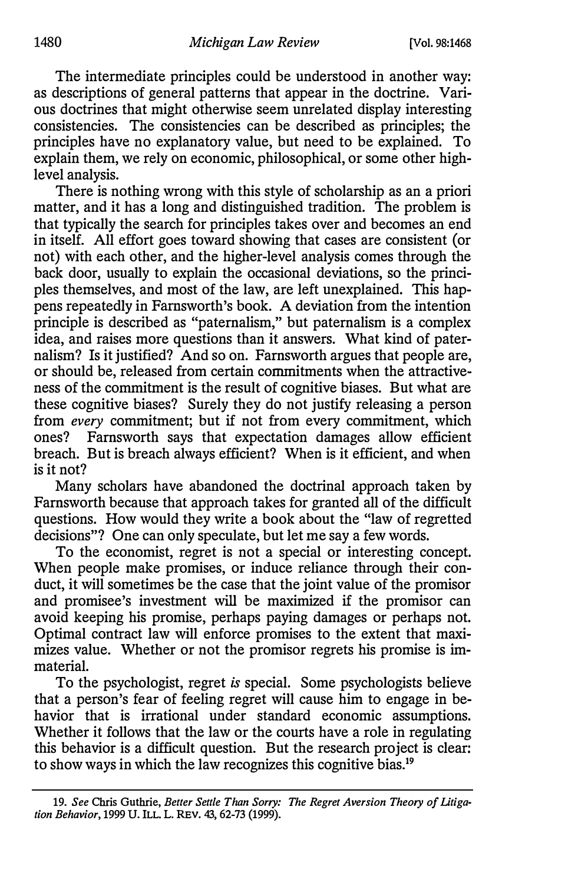The intermediate principles could be understood in another way: as descriptions of general patterns that appear in the doctrine. Various doctrines that might otherwise seem unrelated display interesting consistencies. The consistencies can be described as principles; the principles have no explanatory value, but need to be explained. To explain them, we rely on economic, philosophical, or some other high-level analysis.

There is nothing wrong with this style of scholarship as an a priori matter, and it has a long and distinguished tradition. The problem is that typically the search for principles takes over and becomes an end in itself. All effort goes toward showing that cases are consistent (or not) with each other, and the higher-level analysis comes through the back door, usually to explain the occasional deviations, so the principles themselves, and most of the law, are left unexplained. This happens repeatedly in Farnsworth's book. A deviation from the intention principle is described as "paternalism," but paternalism is a complex idea, and raises more questions than it answers. What kind of paternalism? Is it justified? And so on. Farnsworth argues that people are, or should be, released from certain commitments when the attractiveness of the commitment is the result of cognitive biases. But what are these cognitive biases? Surely they do not justify releasing a person from *every* commitment; but if not from every commitment, which ones? Farnsworth says that expectation damages allow efficient breach. But is breach always efficient? When is it efficient, and when is it not?

Many scholars have abandoned the doctrinal approach taken by Farnsworth because that approach takes for granted all of the difficult questions. How would they write a book about the "law of regretted decisions"? One can only speculate, but let me say a few words.

To the economist, regret is not a special or interesting concept. When people make promises, or induce reliance through their conduct, it will sometimes be the case that the joint value of the promisor and promisee's investment will be maximized if the promisor can avoid keeping his promise, perhaps paying damages or perhaps not. Optimal contract law will enforce promises to the extent that maximizes value. Whether or not the promisor regrets his promise is immaterial.

To the psychologist, regret *is* special. Some psychologists believe that a person's fear of feeling regret will cause him to engage in behavior that is irrational under standard economic assumptions. Whether it follows that the law or the courts have a role in regulating this behavior is a difficult question. But the research project is clear: to show ways in which the law recognizes this cognitive bias.[19]

---

19. *See* Chris Guthrie, *Better Settle Than Sorry: The Regret Aversion Theory of Litigation Behavior*, 1999 U. ILL. L. REV. 43, 62-73 (1999).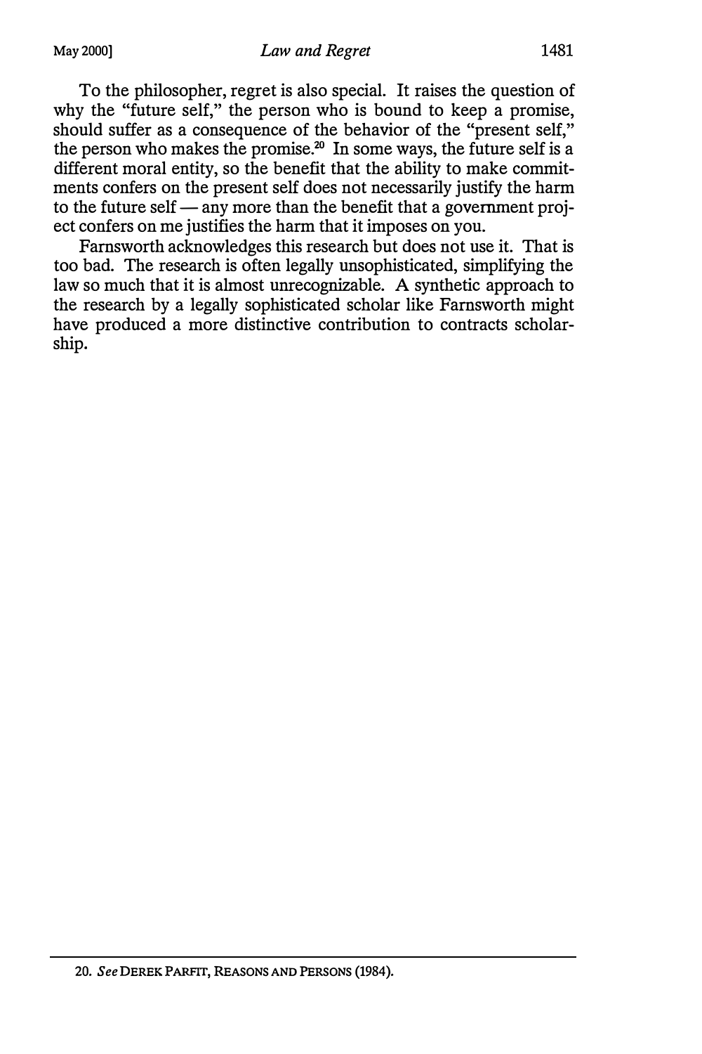To the philosopher, regret is also special. It raises the question of why the "future self," the person who is bound to keep a promise, should suffer as a consequence of the behavior of the "present self," the person who makes the promise.[20] In some ways, the future self is a different moral entity, so the benefit that the ability to make commitments confers on the present self does not necessarily justify the harm to the future self — any more than the benefit that a government project confers on me justifies the harm that it imposes on you.

Farnsworth acknowledges this research but does not use it. That is too bad. The research is often legally unsophisticated, simplifying the law so much that it is almost unrecognizable. A synthetic approach to the research by a legally sophisticated scholar like Farnsworth might have produced a more distinctive contribution to contracts scholarship.

---

20. *See* DEREK PARFIT, REASONS AND PERSONS (1984).